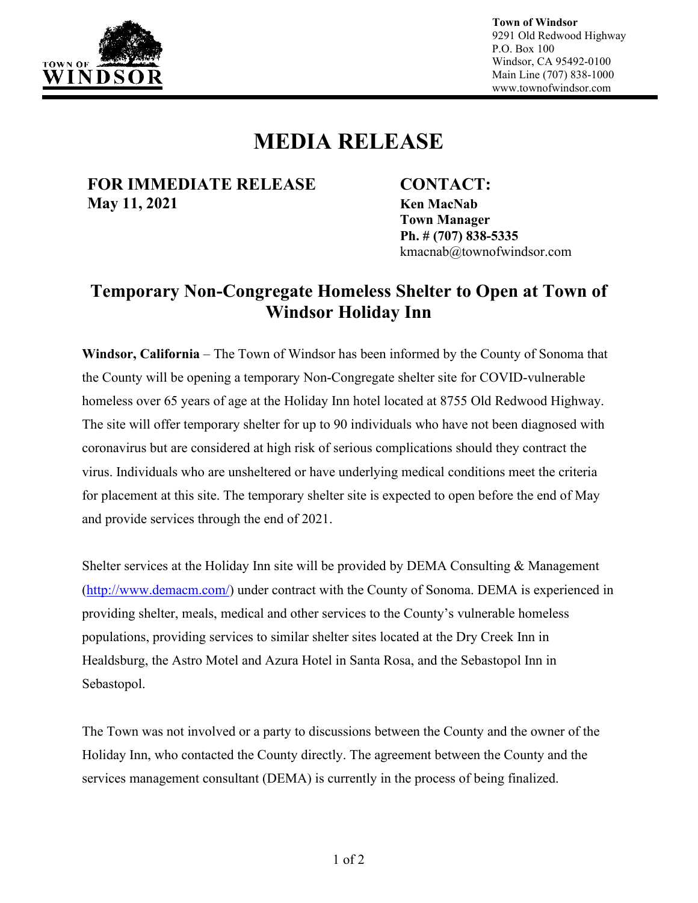**Town of Windsor**
9291 Old Redwood Highway
P.O. Box 100
Windsor, CA 95492-0100
Main Line (707) 838-1000
www.townofwindsor.com

# MEDIA RELEASE

**FOR IMMEDIATE RELEASE**
**May 11, 2021**

**CONTACT:**
**Ken MacNab**
**Town Manager**
**Ph. # (707) 838-5335**
kmacnab@townofwindsor.com

## Temporary Non-Congregate Homeless Shelter to Open at Town of Windsor Holiday Inn

**Windsor, California** – The Town of Windsor has been informed by the County of Sonoma that the County will be opening a temporary Non-Congregate shelter site for COVID-vulnerable homeless over 65 years of age at the Holiday Inn hotel located at 8755 Old Redwood Highway. The site will offer temporary shelter for up to 90 individuals who have not been diagnosed with coronavirus but are considered at high risk of serious complications should they contract the virus. Individuals who are unsheltered or have underlying medical conditions meet the criteria for placement at this site. The temporary shelter site is expected to open before the end of May and provide services through the end of 2021.

Shelter services at the Holiday Inn site will be provided by DEMA Consulting & Management (http://www.demacm.com/) under contract with the County of Sonoma. DEMA is experienced in providing shelter, meals, medical and other services to the County's vulnerable homeless populations, providing services to similar shelter sites located at the Dry Creek Inn in Healdsburg, the Astro Motel and Azura Hotel in Santa Rosa, and the Sebastopol Inn in Sebastopol.

The Town was not involved or a party to discussions between the County and the owner of the Holiday Inn, who contacted the County directly. The agreement between the County and the services management consultant (DEMA) is currently in the process of being finalized.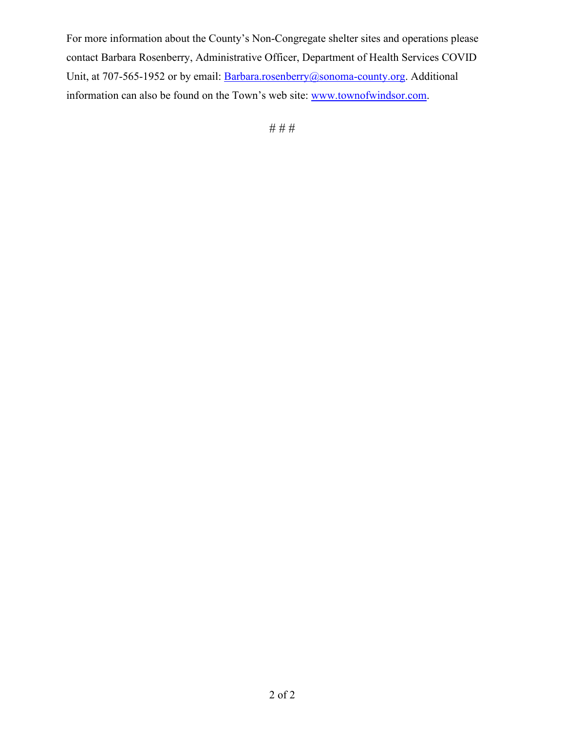For more information about the County's Non-Congregate shelter sites and operations please contact Barbara Rosenberry, Administrative Officer, Department of Health Services COVID Unit, at 707-565-1952 or by email: Barbara.rosenberry@sonoma-county.org. Additional information can also be found on the Town's web site: www.townofwindsor.com.

# # #